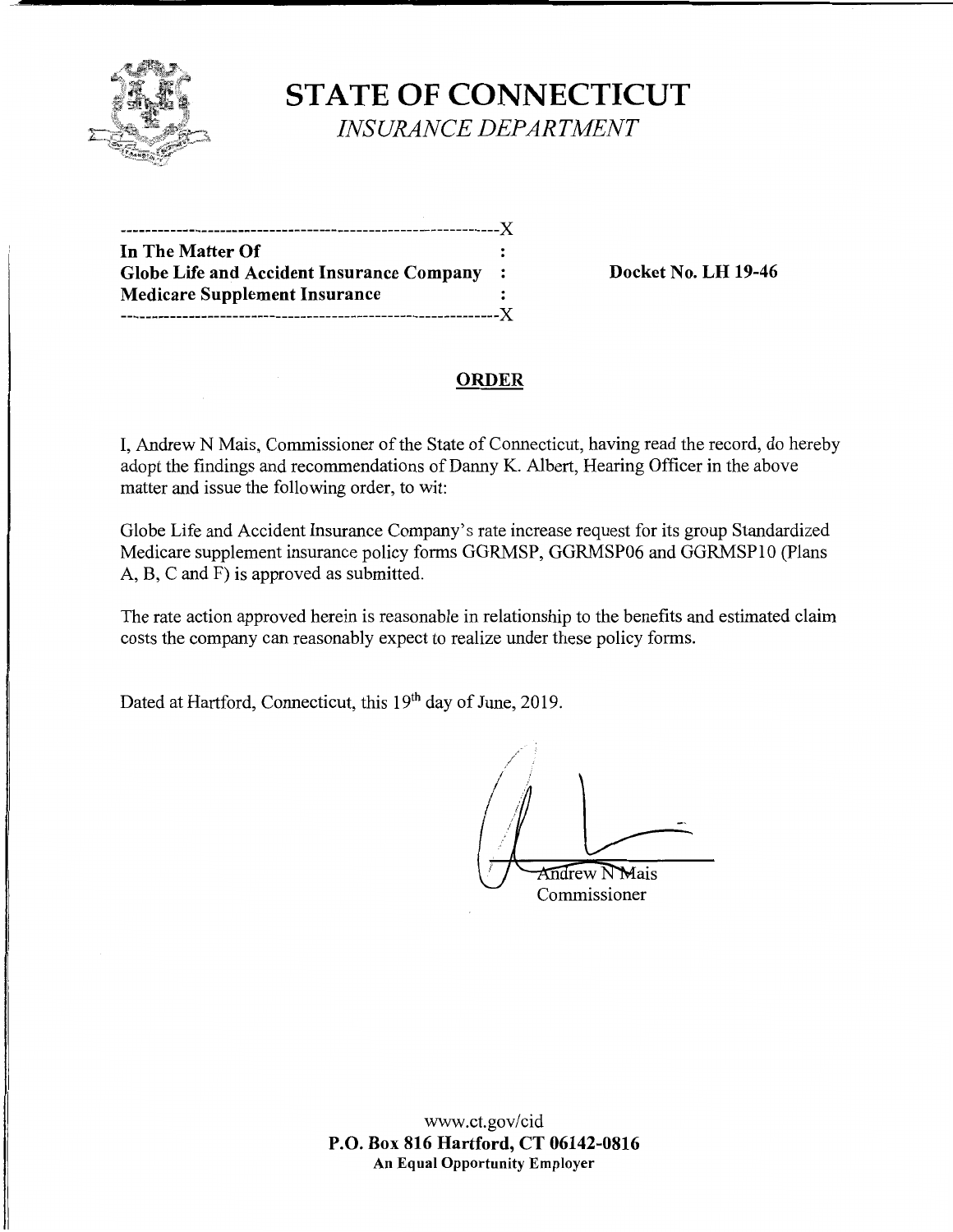# STATE OF CONNECTICUT

*INSURANCE DEPARTMENT*

| | | |
|---|---|---|
| **In The Matter Of** | : | |
| **Globe Life and Accident Insurance Company** | : | **Docket No. LH 19-46** |
| **Medicare Supplement Insurance** | : | |

## ORDER

I, Andrew N Mais, Commissioner of the State of Connecticut, having read the record, do hereby adopt the findings and recommendations of Danny K. Albert, Hearing Officer in the above matter and issue the following order, to wit:

Globe Life and Accident Insurance Company's rate increase request for its group Standardized Medicare supplement insurance policy forms GGRMSP, GGRMSP06 and GGRMSP10 (Plans A, B, C and F) is approved as submitted.

The rate action approved herein is reasonable in relationship to the benefits and estimated claim costs the company can reasonably expect to realize under these policy forms.

Dated at Hartford, Connecticut, this 19th day of June, 2019.

Andrew N Mais
Commissioner

www.ct.gov/cid

**P.O. Box 816 Hartford, CT 06142-0816**

**An Equal Opportunity Employer**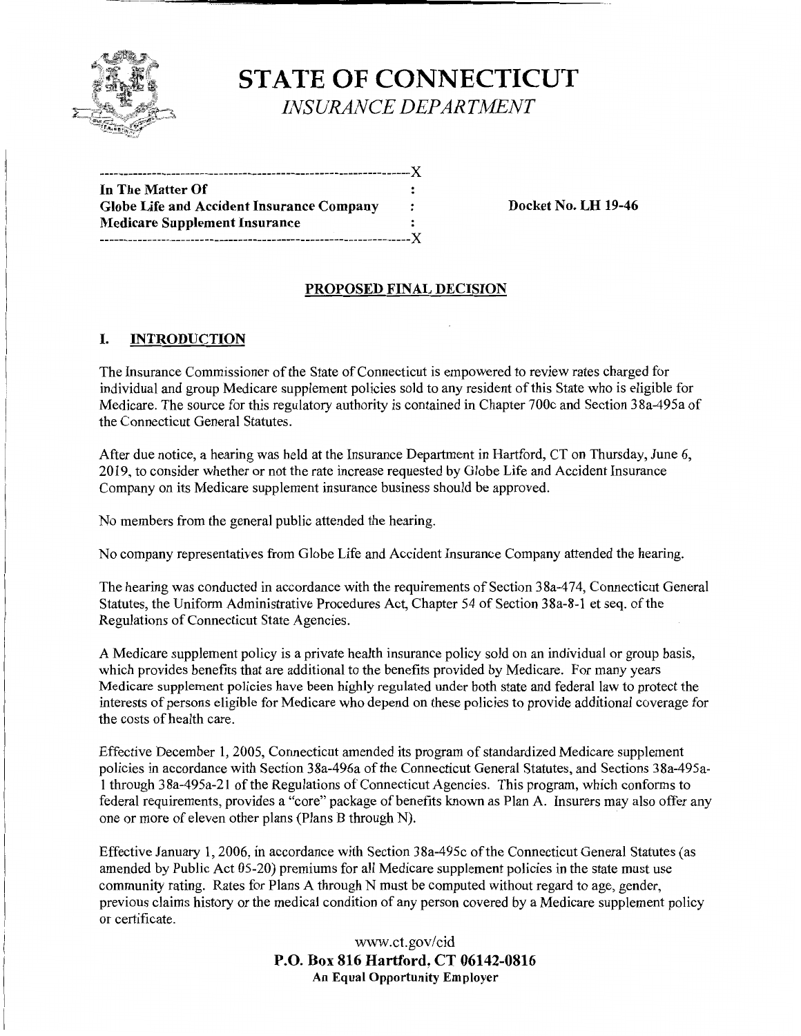# STATE OF CONNECTICUT

*INSURANCE DEPARTMENT*

```
----------------------------------------------------------------X
In The Matter Of                                                :
Globe Life and Accident Insurance Company                       :
Medicare Supplement Insurance                                   :
----------------------------------------------------------------X
```

**Docket No. LH 19-46**

## PROPOSED FINAL DECISION

## I. INTRODUCTION

The Insurance Commissioner of the State of Connecticut is empowered to review rates charged for individual and group Medicare supplement policies sold to any resident of this State who is eligible for Medicare. The source for this regulatory authority is contained in Chapter 700c and Section 38a-495a of the Connecticut General Statutes.

After due notice, a hearing was held at the Insurance Department in Hartford, CT on Thursday, June 6, 2019, to consider whether or not the rate increase requested by Globe Life and Accident Insurance Company on its Medicare supplement insurance business should be approved.

No members from the general public attended the hearing.

No company representatives from Globe Life and Accident Insurance Company attended the hearing.

The hearing was conducted in accordance with the requirements of Section 38a-474, Connecticut General Statutes, the Uniform Administrative Procedures Act, Chapter 54 of Section 38a-8-1 et seq. of the Regulations of Connecticut State Agencies.

A Medicare supplement policy is a private health insurance policy sold on an individual or group basis, which provides benefits that are additional to the benefits provided by Medicare. For many years Medicare supplement policies have been highly regulated under both state and federal law to protect the interests of persons eligible for Medicare who depend on these policies to provide additional coverage for the costs of health care.

Effective December 1, 2005, Connecticut amended its program of standardized Medicare supplement policies in accordance with Section 38a-496a of the Connecticut General Statutes, and Sections 38a-495a-1 through 38a-495a-21 of the Regulations of Connecticut Agencies. This program, which conforms to federal requirements, provides a "core" package of benefits known as Plan A. Insurers may also offer any one or more of eleven other plans (Plans B through N).

Effective January 1, 2006, in accordance with Section 38a-495c of the Connecticut General Statutes (as amended by Public Act 05-20) premiums for all Medicare supplement policies in the state must use community rating. Rates for Plans A through N must be computed without regard to age, gender, previous claims history or the medical condition of any person covered by a Medicare supplement policy or certificate.

www.ct.gov/cid
**P.O. Box 816 Hartford, CT 06142-0816**
**An Equal Opportunity Employer**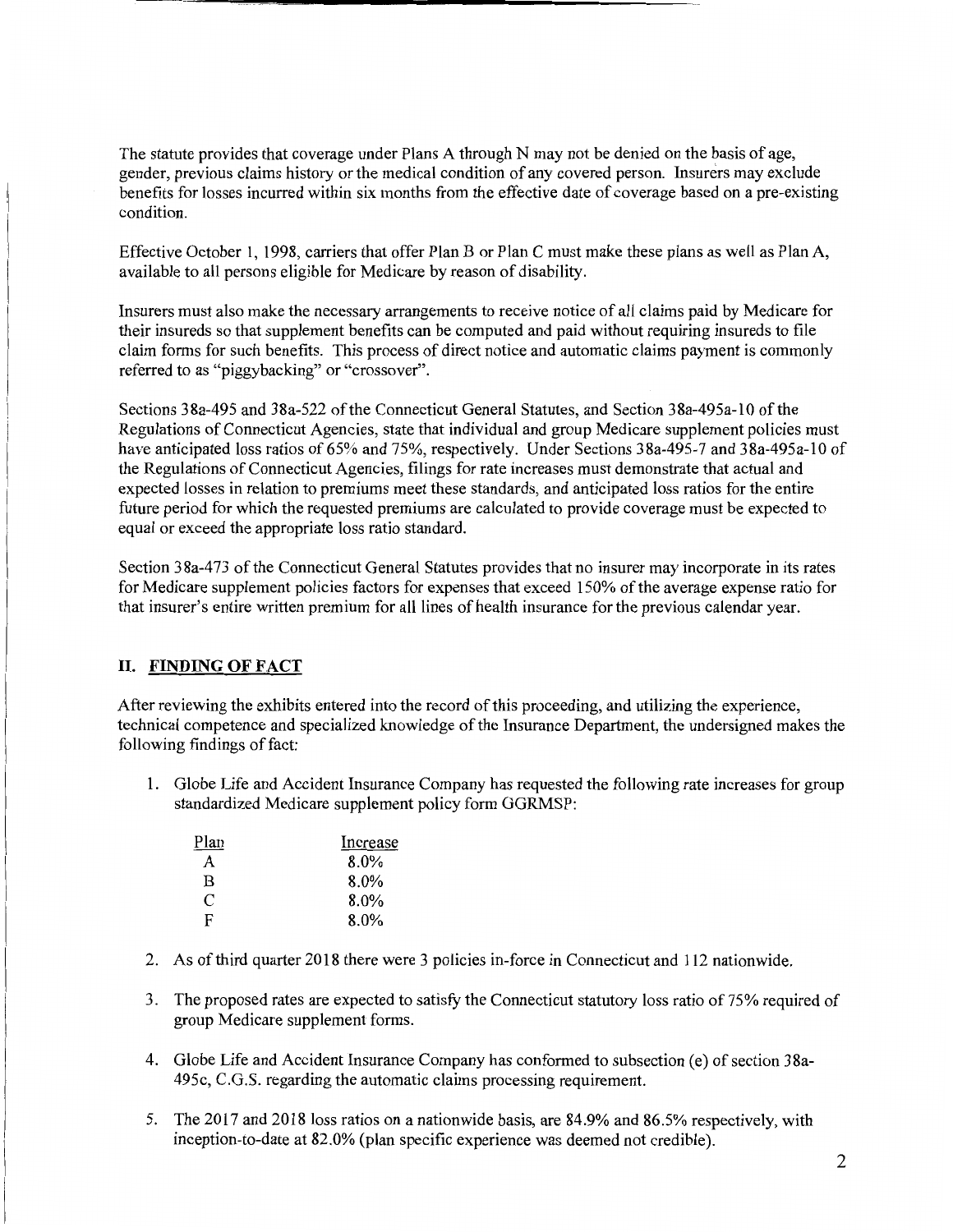The statute provides that coverage under Plans A through N may not be denied on the basis of age, gender, previous claims history or the medical condition of any covered person. Insurers may exclude benefits for losses incurred within six months from the effective date of coverage based on a pre-existing condition.

Effective October 1, 1998, carriers that offer Plan B or Plan C must make these plans as well as Plan A, available to all persons eligible for Medicare by reason of disability.

Insurers must also make the necessary arrangements to receive notice of all claims paid by Medicare for their insureds so that supplement benefits can be computed and paid without requiring insureds to file claim forms for such benefits. This process of direct notice and automatic claims payment is commonly referred to as "piggybacking" or "crossover".

Sections 38a-495 and 38a-522 of the Connecticut General Statutes, and Section 38a-495a-10 of the Regulations of Connecticut Agencies, state that individual and group Medicare supplement policies must have anticipated loss ratios of 65% and 75%, respectively. Under Sections 38a-495-7 and 38a-495a-10 of the Regulations of Connecticut Agencies, filings for rate increases must demonstrate that actual and expected losses in relation to premiums meet these standards, and anticipated loss ratios for the entire future period for which the requested premiums are calculated to provide coverage must be expected to equal or exceed the appropriate loss ratio standard.

Section 38a-473 of the Connecticut General Statutes provides that no insurer may incorporate in its rates for Medicare supplement policies factors for expenses that exceed 150% of the average expense ratio for that insurer's entire written premium for all lines of health insurance for the previous calendar year.

## II. FINDING OF FACT

After reviewing the exhibits entered into the record of this proceeding, and utilizing the experience, technical competence and specialized knowledge of the Insurance Department, the undersigned makes the following findings of fact:

1. Globe Life and Accident Insurance Company has requested the following rate increases for group standardized Medicare supplement policy form GGRMSP:

| Plan | Increase |
|---|---|
| A | 8.0% |
| B | 8.0% |
| C | 8.0% |
| F | 8.0% |

2. As of third quarter 2018 there were 3 policies in-force in Connecticut and 112 nationwide.

3. The proposed rates are expected to satisfy the Connecticut statutory loss ratio of 75% required of group Medicare supplement forms.

4. Globe Life and Accident Insurance Company has conformed to subsection (e) of section 38a-495c, C.G.S. regarding the automatic claims processing requirement.

5. The 2017 and 2018 loss ratios on a nationwide basis, are 84.9% and 86.5% respectively, with inception-to-date at 82.0% (plan specific experience was deemed not credible).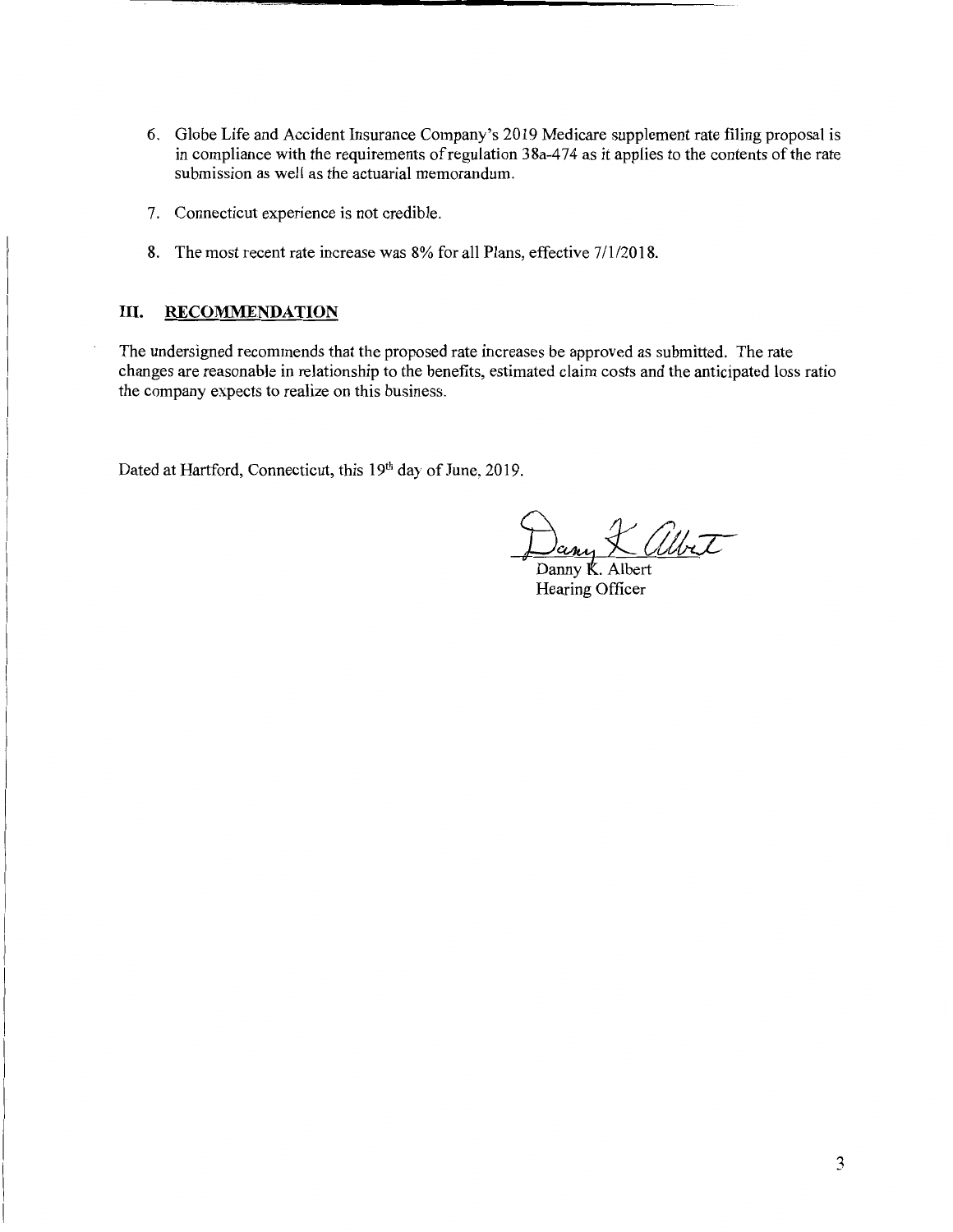6. Globe Life and Accident Insurance Company's 2019 Medicare supplement rate filing proposal is in compliance with the requirements of regulation 38a-474 as it applies to the contents of the rate submission as well as the actuarial memorandum.

7. Connecticut experience is not credible.

8. The most recent rate increase was 8% for all Plans, effective 7/1/2018.

## III. RECOMMENDATION

The undersigned recommends that the proposed rate increases be approved as submitted. The rate changes are reasonable in relationship to the benefits, estimated claim costs and the anticipated loss ratio the company expects to realize on this business.

Dated at Hartford, Connecticut, this 19th day of June, 2019.

Danny K. Albert
Hearing Officer